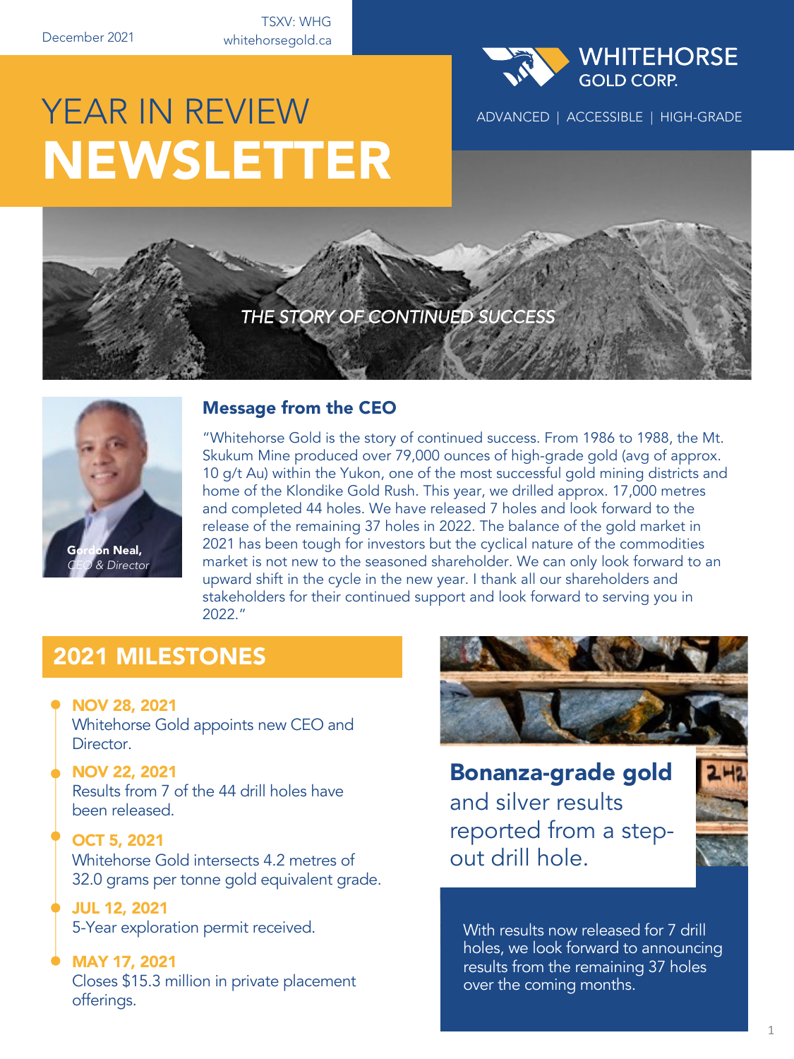December 2021

TSXV: WHG
whitehorsegold.ca

WHITEHORSE GOLD CORP.

ADVANCED | ACCESSIBLE | HIGH-GRADE

# YEAR IN REVIEW NEWSLETTER

*THE STORY OF CONTINUED SUCCESS*

**Gordon Neal,**
*CEO & Director*

## Message from the CEO

"Whitehorse Gold is the story of continued success. From 1986 to 1988, the Mt. Skukum Mine produced over 79,000 ounces of high-grade gold (avg of approx. 10 g/t Au) within the Yukon, one of the most successful gold mining districts and home of the Klondike Gold Rush. This year, we drilled approx. 17,000 metres and completed 44 holes. We have released 7 holes and look forward to the release of the remaining 37 holes in 2022. The balance of the gold market in 2021 has been tough for investors but the cyclical nature of the commodities market is not new to the seasoned shareholder. We can only look forward to an upward shift in the cycle in the new year. I thank all our shareholders and stakeholders for their continued support and look forward to serving you in 2022."

## 2021 MILESTONES

- **NOV 28, 2021**
  Whitehorse Gold appoints new CEO and Director.
- **NOV 22, 2021**
  Results from 7 of the 44 drill holes have been released.
- **OCT 5, 2021**
  Whitehorse Gold intersects 4.2 metres of 32.0 grams per tonne gold equivalent grade.
- **JUL 12, 2021**
  5-Year exploration permit received.
- **MAY 17, 2021**
  Closes $15.3 million in private placement offerings.

### **Bonanza-grade gold** and silver results reported from a step-out drill hole.

With results now released for 7 drill holes, we look forward to announcing results from the remaining 37 holes over the coming months.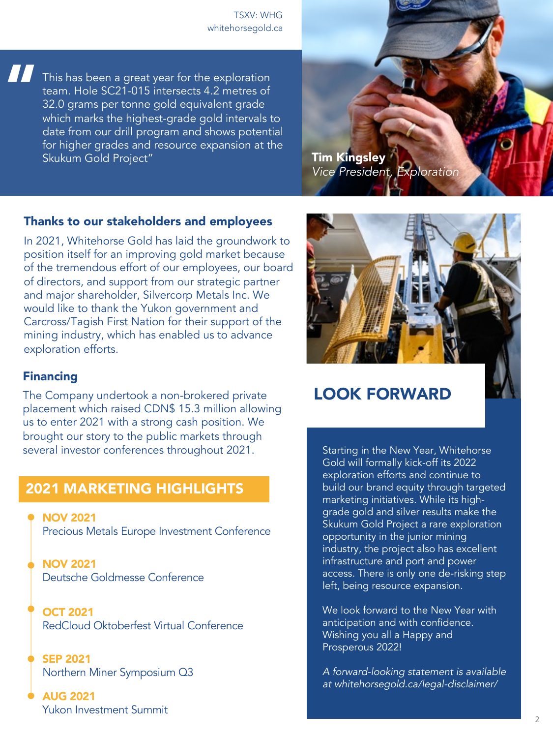TSXV: WHG
whitehorsegold.ca

> This has been a great year for the exploration team. Hole SC21-015 intersects 4.2 metres of 32.0 grams per tonne gold equivalent grade which marks the highest-grade gold intervals to date from our drill program and shows potential for higher grades and resource expansion at the Skukum Gold Project"

**Tim Kingsley**
*Vice President, Exploration*

### Thanks to our stakeholders and employees

In 2021, Whitehorse Gold has laid the groundwork to position itself for an improving gold market because of the tremendous effort of our employees, our board of directors, and support from our strategic partner and major shareholder, Silvercorp Metals Inc. We would like to thank the Yukon government and Carcross/Tagish First Nation for their support of the mining industry, which has enabled us to advance exploration efforts.

### Financing

The Company undertook a non-brokered private placement which raised CDN$ 15.3 million allowing us to enter 2021 with a strong cash position. We brought our story to the public markets through several investor conferences throughout 2021.

## 2021 MARKETING HIGHLIGHTS

- **NOV 2021**
  Precious Metals Europe Investment Conference
- **NOV 2021**
  Deutsche Goldmesse Conference
- **OCT 2021**
  RedCloud Oktoberfest Virtual Conference
- **SEP 2021**
  Northern Miner Symposium Q3
- **AUG 2021**
  Yukon Investment Summit

## LOOK FORWARD

Starting in the New Year, Whitehorse Gold will formally kick-off its 2022 exploration efforts and continue to build our brand equity through targeted marketing initiatives. While its high-grade gold and silver results make the Skukum Gold Project a rare exploration opportunity in the junior mining industry, the project also has excellent infrastructure and port and power access. There is only one de-risking step left, being resource expansion.

We look forward to the New Year with anticipation and with confidence. Wishing you all a Happy and Prosperous 2022!

*A forward-looking statement is available at whitehorsegold.ca/legal-disclaimer/*